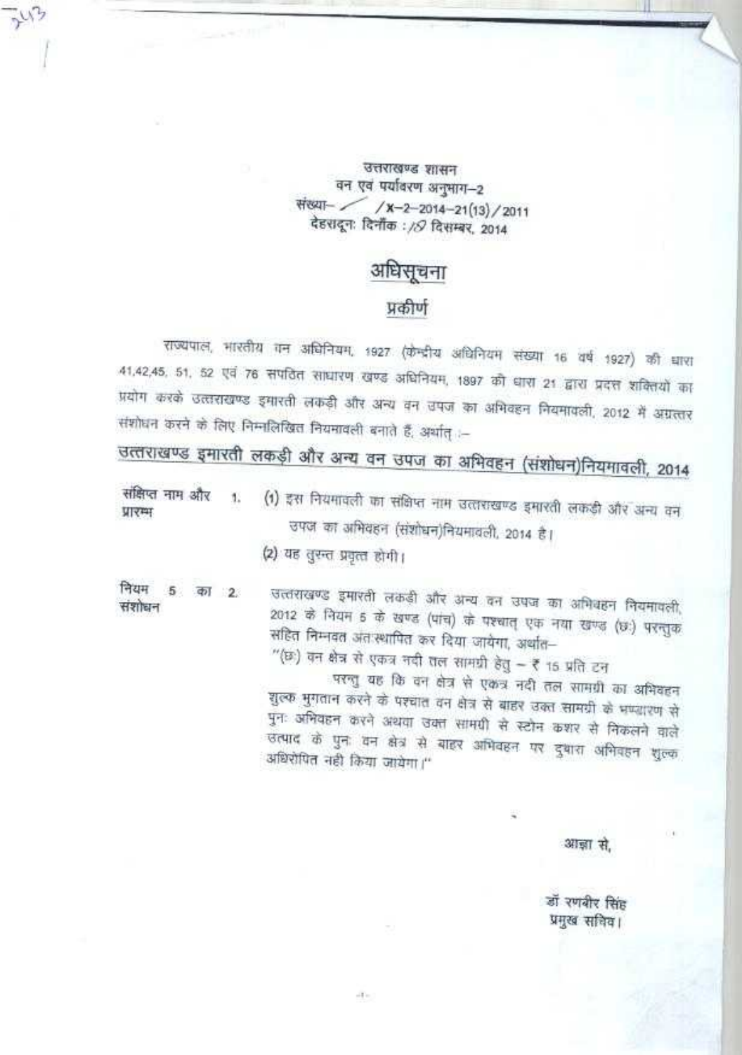उत्तराखण्ड शासन
वन एवं पर्यावरण अनुभाग–2
संख्या– / /x-2-2014-21(13)/2011
देहरादूनः दिनाँक : 18 दिसम्बर, 2014

# अधिसूचना

## प्रकीर्ण

राज्यपाल, भारतीय वन अधिनियम, 1927 (केन्द्रीय अधिनियम संख्या 16 वर्ष 1927) की धारा 41,42,45, 51, 52 एवं 76 सपठित साधारण खण्ड अधिनियम, 1897 की धारा 21 द्वारा प्रदत्त शक्तियों का प्रयोग करके उत्तराखण्ड इमारती लकड़ी और अन्य वन उपज का अभिवहन नियमावली, 2012 में अग्रत्तर संशोधन करने के लिए निम्नलिखित नियमावली बनाते हैं, अर्थात् :–

## उत्तराखण्ड इमारती लकड़ी और अन्य वन उपज का अभिवहन (संशोधन)नियमावली, 2014

**संक्षिप्त नाम और प्रारम्भ**

1. (1) इस नियमावली का संक्षिप्त नाम उत्तराखण्ड इमारती लकड़ी और अन्य वन उपज का अभिवहन (संशोधन)नियमावली, 2014 है।

   (2) यह तुरन्त प्रवृत्त होगी।

**नियम 5 का संशोधन**

2. उत्तराखण्ड इमारती लकड़ी और अन्य वन उपज का अभिवहन नियमावली, 2012 के नियम 5 के खण्ड (पांच) के पश्चात् एक नया खण्ड (छः) परन्तुक सहित निम्नवत अंतःस्थापित कर दिया जायेगा, अर्थात–

   "(छः) वन क्षेत्र से एकत्र नदी तल सामग्री हेतु – ₹ 15 प्रति टन

   परन्तु यह कि वन क्षेत्र से एकत्र नदी तल सामग्री का अभिवहन शुल्क भुगतान करने के पश्चात वन क्षेत्र से बाहर उक्त सामग्री के भण्डारण से पुनः अभिवहन करने अथवा उक्त सामग्री से स्टोन क्रशर से निकलने वाले उत्पाद के पुनः वन क्षेत्र से बाहर अभिवहन पर दुबारा अभिवहन शुल्क अधिरोपित नहीं किया जायेगा।"

आज्ञा से,

डॉ रणवीर सिंह
प्रमुख सचिव।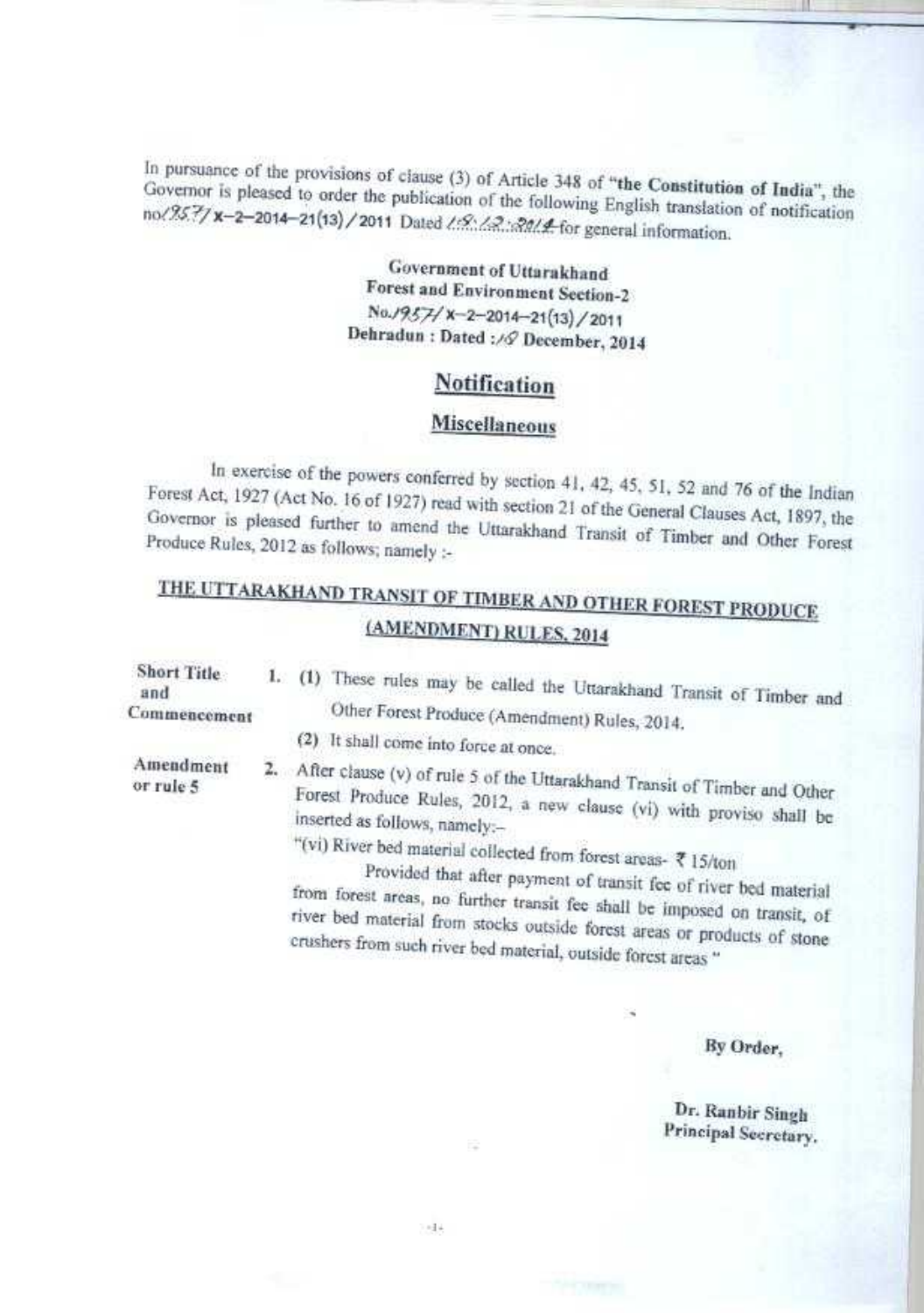In pursuance of the provisions of clause (3) of Article 348 of "**the Constitution of India**", the Governor is pleased to order the publication of the following English translation of notification no/1957/X–2–2014–21(13)/2011 Dated 18.12.2014 for general information.

**Government of Uttarakhand**
**Forest and Environment Section-2**
**No./1957/X–2–2014–21(13)/2011**
**Dehradun : Dated : 18 December, 2014**

## Notification

### Miscellaneous

In exercise of the powers conferred by section 41, 42, 45, 51, 52 and 76 of the Indian Forest Act, 1927 (Act No. 16 of 1927) read with section 21 of the General Clauses Act, 1897, the Governor is pleased further to amend the Uttarakhand Transit of Timber and Other Forest Produce Rules, 2012 as follows; namely :-

## THE UTTARAKHAND TRANSIT OF TIMBER AND OTHER FOREST PRODUCE (AMENDMENT) RULES, 2014

**Short Title and Commencement**

1. (1) These rules may be called the Uttarakhand Transit of Timber and Other Forest Produce (Amendment) Rules, 2014.

   (2) It shall come into force at once.

**Amendment or rule 5**

2. After clause (v) of rule 5 of the Uttarakhand Transit of Timber and Other Forest Produce Rules, 2012, a new clause (vi) with proviso shall be inserted as follows, namely:–

   "(vi) River bed material collected from forest areas- ₹ 15/ton

   Provided that after payment of transit fee of river bed material from forest areas, no further transit fee shall be imposed on transit, of river bed material from stocks outside forest areas or products of stone crushers from such river bed material, outside forest areas "

By Order,

Dr. Ranbir Singh
Principal Secretary.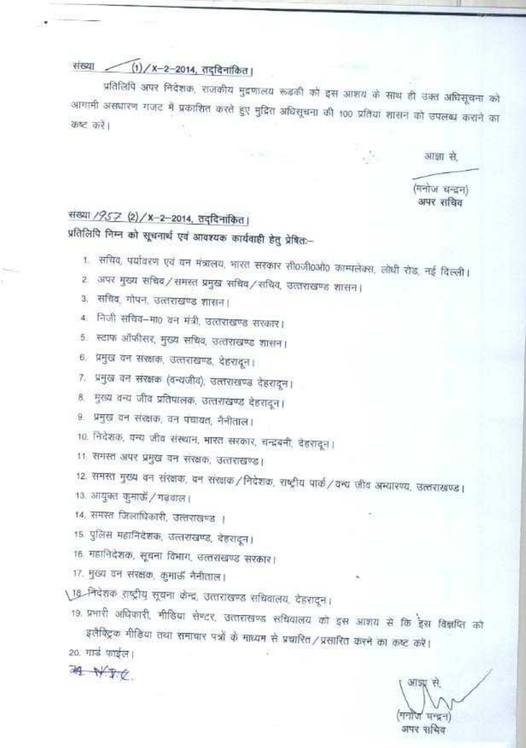संख्या (1)/X-2-2014, तद्दिनांकित।

प्रतिलिपि अपर निदेशक, राजकीय मुद्रणालय रूड़की को इस आशय के साथ ही उक्त अधिसूचना को आगामी असाधारण गजट में प्रकाशित करते हुए मुद्रित अधिसूचना की 100 प्रतियां शासन को उपलब्ध कराने का कष्ट करें।

आज्ञा से,

(मनोज चन्द्रन)
अपर सचिव

संख्या /957 (2)/X-2-2014, तद्दिनांकित।

प्रतिलिपि निम्न को सूचनार्थ एवं आवश्यक कार्यवाही हेतु प्रेषित:-

1. सचिव, पर्यावरण एवं वन मंत्रालय, भारत सरकार सी0जी0ओ0 काम्पलेक्स, लोधी रोड, नई दिल्ली।
2. अपर मुख्य सचिव/समस्त प्रमुख सचिव/सचिव, उत्तराखण्ड शासन।
3. सचिव, गोपन, उत्तराखण्ड शासन।
4. निजी सचिव-मा0 वन मंत्री, उत्तराखण्ड सरकार।
5. स्टाफ ऑफीसर, मुख्य सचिव, उत्तराखण्ड शासन।
6. प्रमुख वन संरक्षक, उत्तराखण्ड, देहरादून।
7. प्रमुख वन संरक्षक (वन्यजीव), उत्तराखण्ड देहरादून।
8. मुख्य वन्य जीव प्रतिपालक, उत्तराखण्ड देहरादून।
9. प्रमुख वन संरक्षक, वन पंचायत, नैनीताल।
10. निदेशक, वन्य जीव संस्थान, भारत सरकार, चन्द्रबनी, देहरादून।
11. समस्त अपर प्रमुख वन संरक्षक, उत्तराखण्ड।
12. समस्त मुख्य वन संरक्षक, वन संरक्षक/निदेशक, राष्ट्रीय पार्क/वन्य जीव अभ्यारण्य, उत्तराखण्ड।
13. आयुक्त कुमाऊँ/गढ़वाल।
14. समस्त जिलाधिकारी, उत्तराखण्ड।
15. पुलिस महानिदेशक, उत्तराखण्ड, देहरादून।
16. महानिदेशक, सूचना विभाग, उत्तराखण्ड सरकार।
17. मुख्य वन संरक्षक, कुमाऊँ नैनीताल।
18. निदेशक राष्ट्रीय सूचना केन्द्र, उत्तराखण्ड सचिवालय, देहरादून।
19. प्रभारी अधिकारी, मीडिया सेन्टर, उत्तराखण्ड सचिवालय को इस आशय से कि इस विज्ञप्ति को इलैक्ट्रिक मीडिया तथा समाचार पत्रों के माध्यम से प्रचारित/प्रसारित करने का कष्ट करें।
20. गार्ड फाईल।

आज्ञा से,

(मनोज चन्द्रन)
अपर सचिव